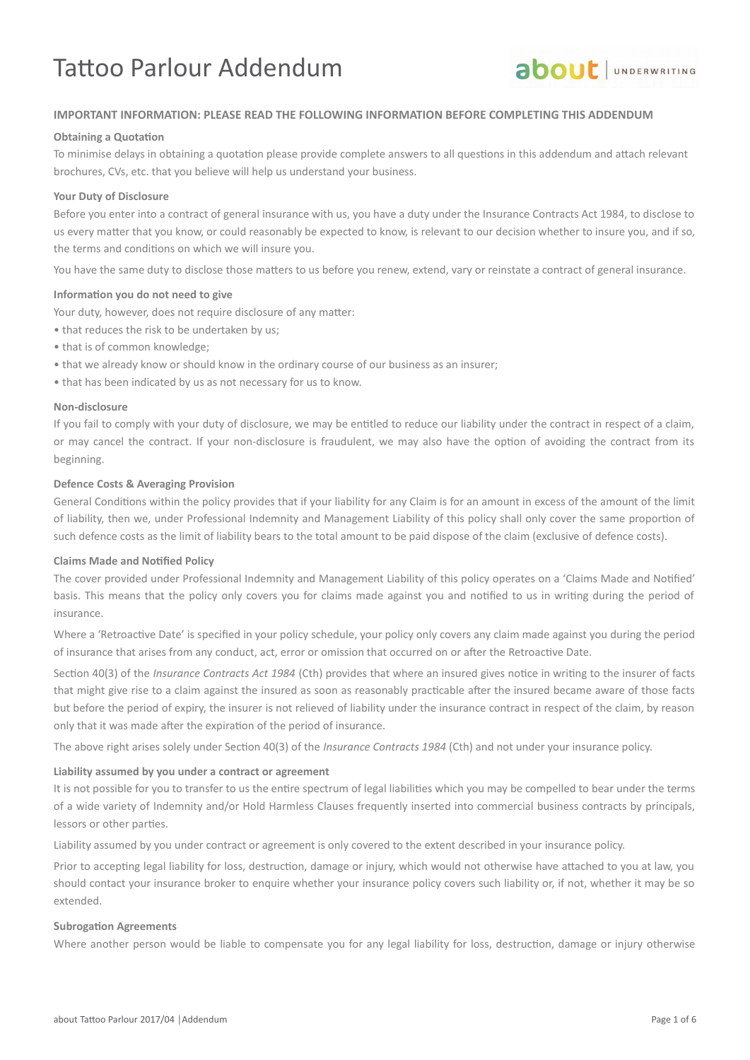# Tattoo Parlour Addendum

about | UNDERWRITING

**IMPORTANT INFORMATION: PLEASE READ THE FOLLOWING INFORMATION BEFORE COMPLETING THIS ADDENDUM**

**Obtaining a Quotation**

To minimise delays in obtaining a quotation please provide complete answers to all questions in this addendum and attach relevant brochures, CVs, etc. that you believe will help us understand your business.

**Your Duty of Disclosure**

Before you enter into a contract of general insurance with us, you have a duty under the Insurance Contracts Act 1984, to disclose to us every matter that you know, or could reasonably be expected to know, is relevant to our decision whether to insure you, and if so, the terms and conditions on which we will insure you.

You have the same duty to disclose those matters to us before you renew, extend, vary or reinstate a contract of general insurance.

**Information you do not need to give**

Your duty, however, does not require disclosure of any matter:

- that reduces the risk to be undertaken by us;
- that is of common knowledge;
- that we already know or should know in the ordinary course of our business as an insurer;
- that has been indicated by us as not necessary for us to know.

**Non-disclosure**

If you fail to comply with your duty of disclosure, we may be entitled to reduce our liability under the contract in respect of a claim, or may cancel the contract. If your non-disclosure is fraudulent, we may also have the option of avoiding the contract from its beginning.

**Defence Costs & Averaging Provision**

General Conditions within the policy provides that if your liability for any Claim is for an amount in excess of the amount of the limit of liability, then we, under Professional Indemnity and Management Liability of this policy shall only cover the same proportion of such defence costs as the limit of liability bears to the total amount to be paid dispose of the claim (exclusive of defence costs).

**Claims Made and Notified Policy**

The cover provided under Professional Indemnity and Management Liability of this policy operates on a 'Claims Made and Notified' basis. This means that the policy only covers you for claims made against you and notified to us in writing during the period of insurance.

Where a 'Retroactive Date' is specified in your policy schedule, your policy only covers any claim made against you during the period of insurance that arises from any conduct, act, error or omission that occurred on or after the Retroactive Date.

Section 40(3) of the *Insurance Contracts Act 1984* (Cth) provides that where an insured gives notice in writing to the insurer of facts that might give rise to a claim against the insured as soon as reasonably practicable after the insured became aware of those facts but before the period of expiry, the insurer is not relieved of liability under the insurance contract in respect of the claim, by reason only that it was made after the expiration of the period of insurance.

The above right arises solely under Section 40(3) of the *Insurance Contracts 1984* (Cth) and not under your insurance policy.

**Liability assumed by you under a contract or agreement**

It is not possible for you to transfer to us the entire spectrum of legal liabilities which you may be compelled to bear under the terms of a wide variety of Indemnity and/or Hold Harmless Clauses frequently inserted into commercial business contracts by principals, lessors or other parties.

Liability assumed by you under contract or agreement is only covered to the extent described in your insurance policy.

Prior to accepting legal liability for loss, destruction, damage or injury, which would not otherwise have attached to you at law, you should contact your insurance broker to enquire whether your insurance policy covers such liability or, if not, whether it may be so extended.

**Subrogation Agreements**

Where another person would be liable to compensate you for any legal liability for loss, destruction, damage or injury otherwise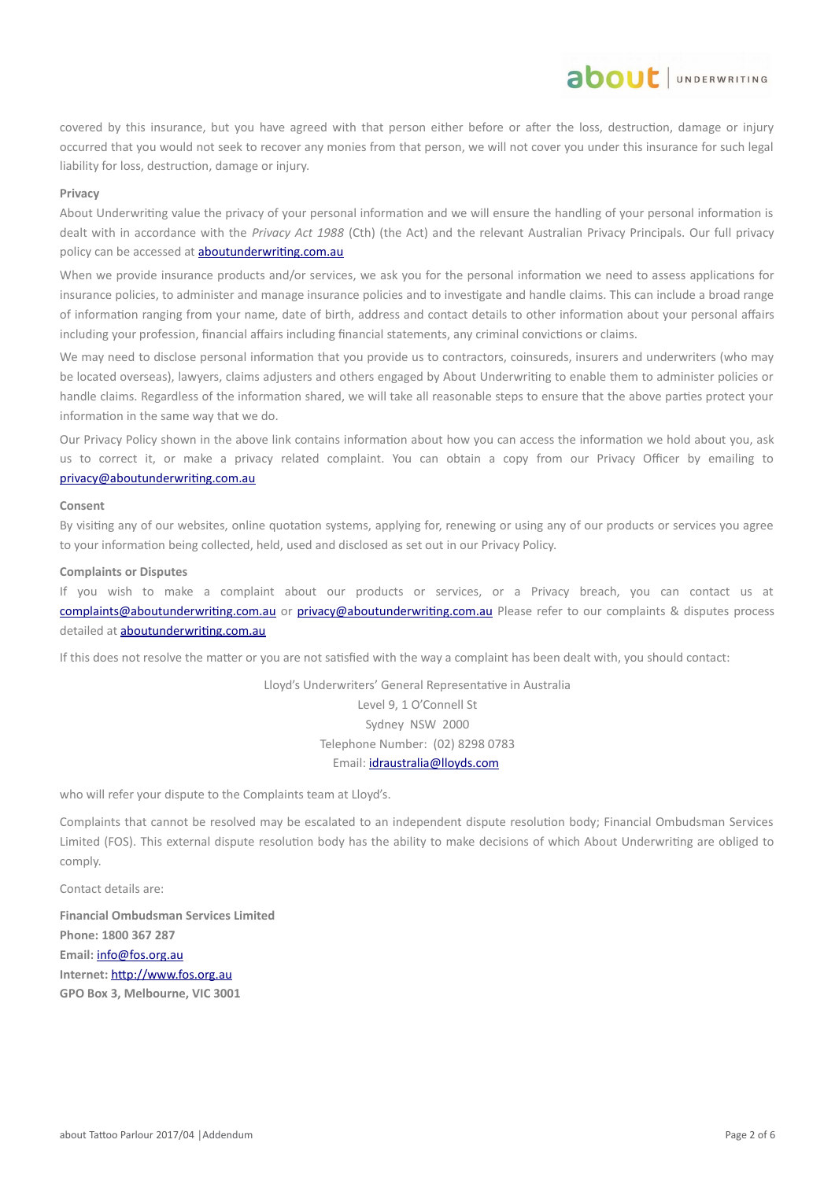covered by this insurance, but you have agreed with that person either before or after the loss, destruction, damage or injury occurred that you would not seek to recover any monies from that person, we will not cover you under this insurance for such legal liability for loss, destruction, damage or injury.

**Privacy**

About Underwriting value the privacy of your personal information and we will ensure the handling of your personal information is dealt with in accordance with the *Privacy Act 1988* (Cth) (the Act) and the relevant Australian Privacy Principals. Our full privacy policy can be accessed at aboutunderwriting.com.au

When we provide insurance products and/or services, we ask you for the personal information we need to assess applications for insurance policies, to administer and manage insurance policies and to investigate and handle claims. This can include a broad range of information ranging from your name, date of birth, address and contact details to other information about your personal affairs including your profession, financial affairs including financial statements, any criminal convictions or claims.

We may need to disclose personal information that you provide us to contractors, coinsureds, insurers and underwriters (who may be located overseas), lawyers, claims adjusters and others engaged by About Underwriting to enable them to administer policies or handle claims. Regardless of the information shared, we will take all reasonable steps to ensure that the above parties protect your information in the same way that we do.

Our Privacy Policy shown in the above link contains information about how you can access the information we hold about you, ask us to correct it, or make a privacy related complaint. You can obtain a copy from our Privacy Officer by emailing to privacy@aboutunderwriting.com.au

**Consent**

By visiting any of our websites, online quotation systems, applying for, renewing or using any of our products or services you agree to your information being collected, held, used and disclosed as set out in our Privacy Policy.

**Complaints or Disputes**

If you wish to make a complaint about our products or services, or a Privacy breach, you can contact us at complaints@aboutunderwriting.com.au or privacy@aboutunderwriting.com.au Please refer to our complaints & disputes process detailed at aboutunderwriting.com.au

If this does not resolve the matter or you are not satisfied with the way a complaint has been dealt with, you should contact:

Lloyd's Underwriters' General Representative in Australia
Level 9, 1 O'Connell St
Sydney NSW 2000
Telephone Number: (02) 8298 0783
Email: idraustralia@lloyds.com

who will refer your dispute to the Complaints team at Lloyd's.

Complaints that cannot be resolved may be escalated to an independent dispute resolution body; Financial Ombudsman Services Limited (FOS). This external dispute resolution body has the ability to make decisions of which About Underwriting are obliged to comply.

Contact details are:

**Financial Ombudsman Services Limited**
**Phone: 1800 367 287**
**Email:** info@fos.org.au
**Internet:** http://www.fos.org.au
**GPO Box 3, Melbourne, VIC 3001**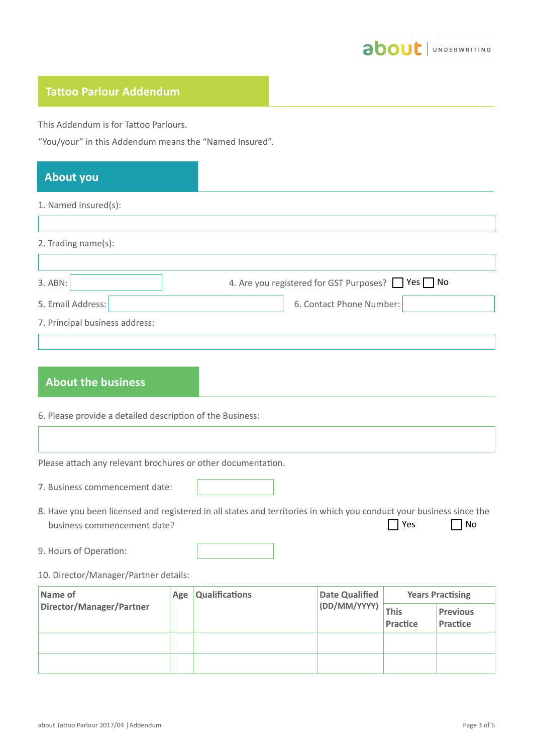## Tattoo Parlour Addendum

This Addendum is for Tattoo Parlours.

"You/your" in this Addendum means the "Named Insured".

## About you

1. Named insured(s):

2. Trading name(s):

3. ABN:

4. Are you registered for GST Purposes? ☐ Yes ☐ No

5. Email Address:

6. Contact Phone Number:

7. Principal business address:

## About the business

6. Please provide a detailed description of the Business:

Please attach any relevant brochures or other documentation.

7. Business commencement date:

8. Have you been licensed and registered in all states and territories in which you conduct your business since the business commencement date? ☐ Yes ☐ No

9. Hours of Operation:

10. Director/Manager/Partner details:

| Name of Director/Manager/Partner | Age | Qualifications | Date Qualified (DD/MM/YYYY) | Years Practising | |
|---|---|---|---|---|---|
| | | | | This Practice | Previous Practice |
| | | | | | |
| | | | | | |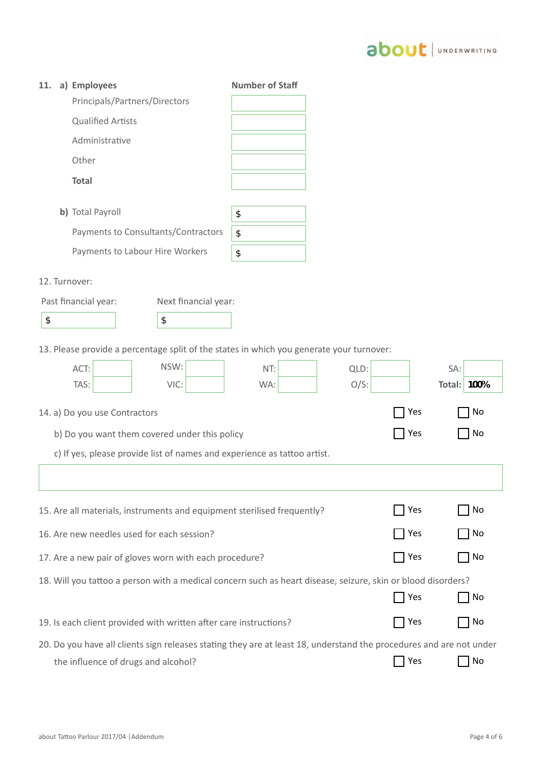11. a) **Employees**

| | **Number of Staff** |
|---|---|
| Principals/Partners/Directors | |
| Qualified Artists | |
| Administrative | |
| Other | |
| **Total** | |

b) Total Payroll

| | |
|---|---|
| Total Payroll | $ |
| Payments to Consultants/Contractors | $ |
| Payments to Labour Hire Workers | $ |

12. Turnover:

| Past financial year: | Next financial year: |
|---|---|
| $ | $ |

13. Please provide a percentage split of the states in which you generate your turnover:

| | | | | | | | | | |
|---|---|---|---|---|---|---|---|---|---|
| ACT: | | NSW: | | NT: | | QLD: | | SA: | |
| TAS: | | VIC: | | WA: | | O/S: | | **Total:** | **100%** |

14. a) Do you use Contractors ☐ Yes ☐ No

b) Do you want them covered under this policy ☐ Yes ☐ No

c) If yes, please provide list of names and experience as tattoo artist.

15. Are all materials, instruments and equipment sterilised frequently? ☐ Yes ☐ No

16. Are new needles used for each session? ☐ Yes ☐ No

17. Are a new pair of gloves worn with each procedure? ☐ Yes ☐ No

18. Will you tattoo a person with a medical concern such as heart disease, seizure, skin or blood disorders? ☐ Yes ☐ No

19. Is each client provided with written after care instructions? ☐ Yes ☐ No

20. Do you have all clients sign releases stating they are at least 18, understand the procedures and are not under the influence of drugs and alcohol? ☐ Yes ☐ No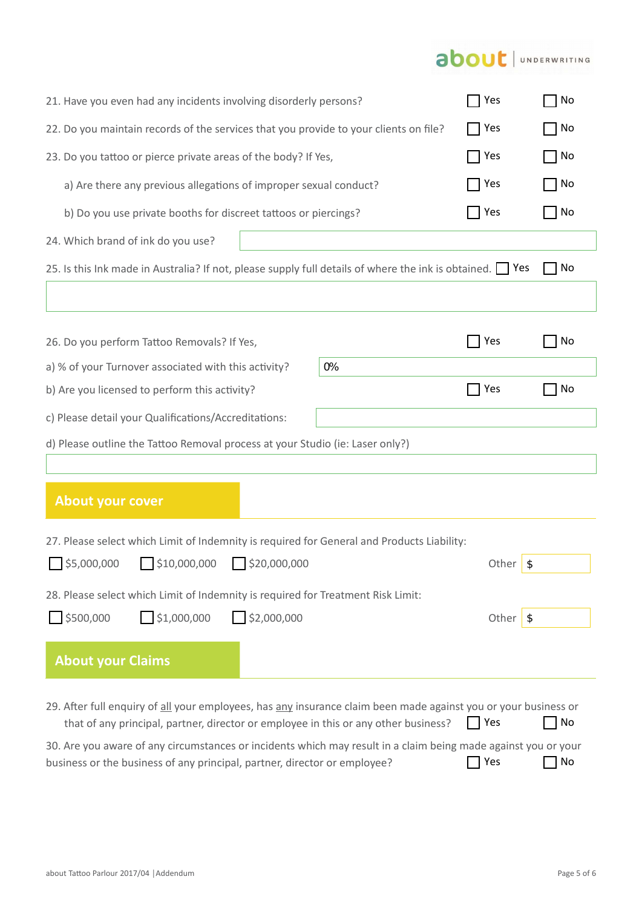21. Have you even had any incidents involving disorderly persons? ☐ Yes ☐ No

22. Do you maintain records of the services that you provide to your clients on file? ☐ Yes ☐ No

23. Do you tattoo or pierce private areas of the body? If Yes, ☐ Yes ☐ No

   a) Are there any previous allegations of improper sexual conduct? ☐ Yes ☐ No

   b) Do you use private booths for discreet tattoos or piercings? ☐ Yes ☐ No

24. Which brand of ink do you use? \_\_\_\_\_\_\_\_\_\_

25. Is this Ink made in Australia? If not, please supply full details of where the ink is obtained. ☐ Yes ☐ No

\_\_\_\_\_\_\_\_\_\_

26. Do you perform Tattoo Removals? If Yes, ☐ Yes ☐ No

a) % of your Turnover associated with this activity? 0%

b) Are you licensed to perform this activity? ☐ Yes ☐ No

c) Please detail your Qualifications/Accreditations: \_\_\_\_\_\_\_\_\_\_

d) Please outline the Tattoo Removal process at your Studio (ie: Laser only?)

\_\_\_\_\_\_\_\_\_\_

## About your cover

27. Please select which Limit of Indemnity is required for General and Products Liability:

☐ $5,000,000 ☐ $10,000,000 ☐ $20,000,000 Other $ \_\_\_\_\_\_\_\_\_\_

28. Please select which Limit of Indemnity is required for Treatment Risk Limit:

☐ $500,000 ☐ $1,000,000 ☐ $2,000,000 Other $ \_\_\_\_\_\_\_\_\_\_

## About your Claims

29. After full enquiry of all your employees, has any insurance claim been made against you or your business or that of any principal, partner, director or employee in this or any other business? ☐ Yes ☐ No

30. Are you aware of any circumstances or incidents which may result in a claim being made against you or your business or the business of any principal, partner, director or employee? ☐ Yes ☐ No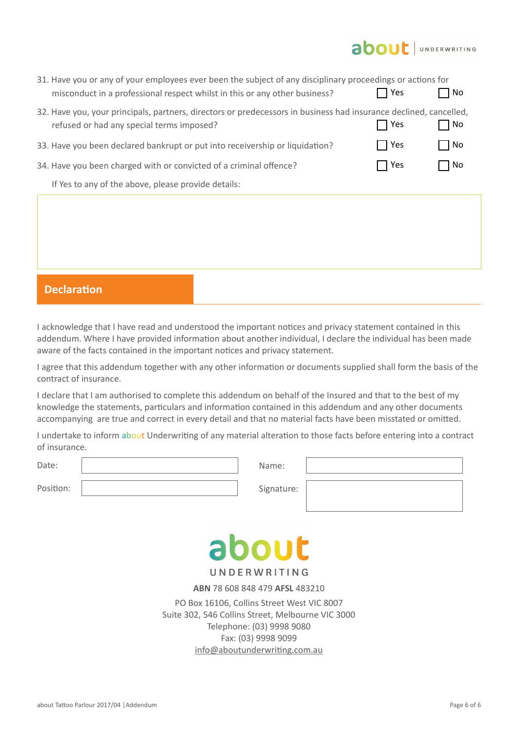31. Have you or any of your employees ever been the subject of any disciplinary proceedings or actions for misconduct in a professional respect whilst in this or any other business? ☐ Yes ☐ No

32. Have you, your principals, partners, directors or predecessors in business had insurance declined, cancelled, refused or had any special terms imposed? ☐ Yes ☐ No

33. Have you been declared bankrupt or put into receivership or liquidation? ☐ Yes ☐ No

34. Have you been charged with or convicted of a criminal offence? ☐ Yes ☐ No

If Yes to any of the above, please provide details:

## Declaration

I acknowledge that I have read and understood the important notices and privacy statement contained in this addendum. Where I have provided information about another individual, I declare the individual has been made aware of the facts contained in the important notices and privacy statement.

I agree that this addendum together with any other information or documents supplied shall form the basis of the contract of insurance.

I declare that I am authorised to complete this addendum on behalf of the Insured and that to the best of my knowledge the statements, particulars and information contained in this addendum and any other documents accompanying are true and correct in every detail and that no material facts have been misstated or omitted.

I undertake to inform about Underwriting of any material alteration to those facts before entering into a contract of insurance.

| | | | |
|---|---|---|---|
| Date: | | Name: | |
| Position: | | Signature: | |

about UNDERWRITING

**ABN** 78 608 848 479 **AFSL** 483210

PO Box 16106, Collins Street West VIC 8007
Suite 302, 546 Collins Street, Melbourne VIC 3000
Telephone: (03) 9998 9080
Fax: (03) 9998 9099
info@aboutunderwriting.com.au